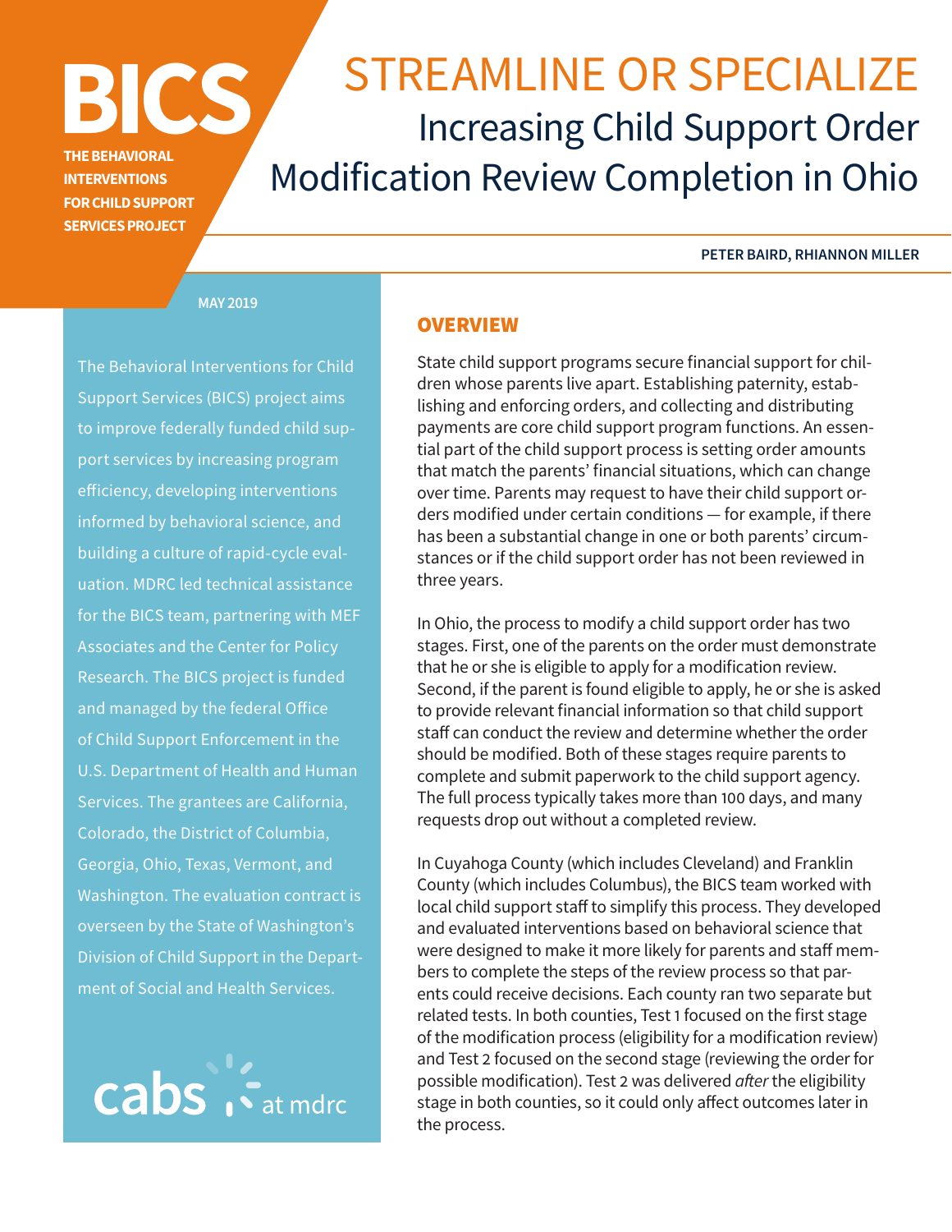# BICS

**THE BEHAVIORAL INTERVENTIONS FOR CHILD SUPPORT SERVICES PROJECT**

# STREAMLINE OR SPECIALIZE

## Increasing Child Support Order Modification Review Completion in Ohio

**PETER BAIRD, RHIANNON MILLER**

MAY 2019

The Behavioral Interventions for Child Support Services (BICS) project aims to improve federally funded child support services by increasing program efficiency, developing interventions informed by behavioral science, and building a culture of rapid-cycle evaluation. MDRC led technical assistance for the BICS team, partnering with MEF Associates and the Center for Policy Research. The BICS project is funded and managed by the federal Office of Child Support Enforcement in the U.S. Department of Health and Human Services. The grantees are California, Colorado, the District of Columbia, Georgia, Ohio, Texas, Vermont, and Washington. The evaluation contract is overseen by the State of Washington's Division of Child Support in the Department of Social and Health Services.

cabs at mdrc

## OVERVIEW

State child support programs secure financial support for children whose parents live apart. Establishing paternity, establishing and enforcing orders, and collecting and distributing payments are core child support program functions. An essential part of the child support process is setting order amounts that match the parents' financial situations, which can change over time. Parents may request to have their child support orders modified under certain conditions — for example, if there has been a substantial change in one or both parents' circumstances or if the child support order has not been reviewed in three years.

In Ohio, the process to modify a child support order has two stages. First, one of the parents on the order must demonstrate that he or she is eligible to apply for a modification review. Second, if the parent is found eligible to apply, he or she is asked to provide relevant financial information so that child support staff can conduct the review and determine whether the order should be modified. Both of these stages require parents to complete and submit paperwork to the child support agency. The full process typically takes more than 100 days, and many requests drop out without a completed review.

In Cuyahoga County (which includes Cleveland) and Franklin County (which includes Columbus), the BICS team worked with local child support staff to simplify this process. They developed and evaluated interventions based on behavioral science that were designed to make it more likely for parents and staff members to complete the steps of the review process so that parents could receive decisions. Each county ran two separate but related tests. In both counties, Test 1 focused on the first stage of the modification process (eligibility for a modification review) and Test 2 focused on the second stage (reviewing the order for possible modification). Test 2 was delivered *after* the eligibility stage in both counties, so it could only affect outcomes later in the process.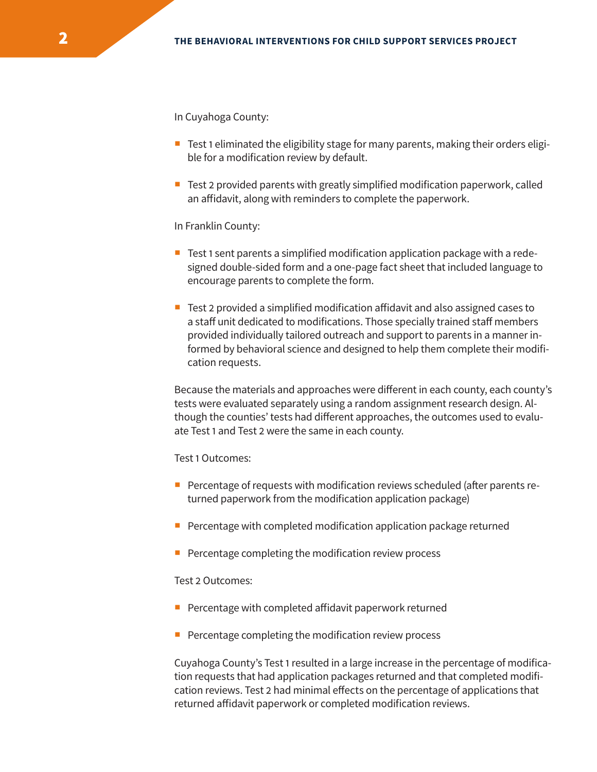In Cuyahoga County:

- Test 1 eliminated the eligibility stage for many parents, making their orders eligible for a modification review by default.
- Test 2 provided parents with greatly simplified modification paperwork, called an affidavit, along with reminders to complete the paperwork.

In Franklin County:

- Test 1 sent parents a simplified modification application package with a redesigned double-sided form and a one-page fact sheet that included language to encourage parents to complete the form.
- Test 2 provided a simplified modification affidavit and also assigned cases to a staff unit dedicated to modifications. Those specially trained staff members provided individually tailored outreach and support to parents in a manner informed by behavioral science and designed to help them complete their modification requests.

Because the materials and approaches were different in each county, each county's tests were evaluated separately using a random assignment research design. Although the counties' tests had different approaches, the outcomes used to evaluate Test 1 and Test 2 were the same in each county.

Test 1 Outcomes:

- Percentage of requests with modification reviews scheduled (after parents returned paperwork from the modification application package)
- Percentage with completed modification application package returned
- Percentage completing the modification review process

Test 2 Outcomes:

- Percentage with completed affidavit paperwork returned
- Percentage completing the modification review process

Cuyahoga County's Test 1 resulted in a large increase in the percentage of modification requests that had application packages returned and that completed modification reviews. Test 2 had minimal effects on the percentage of applications that returned affidavit paperwork or completed modification reviews.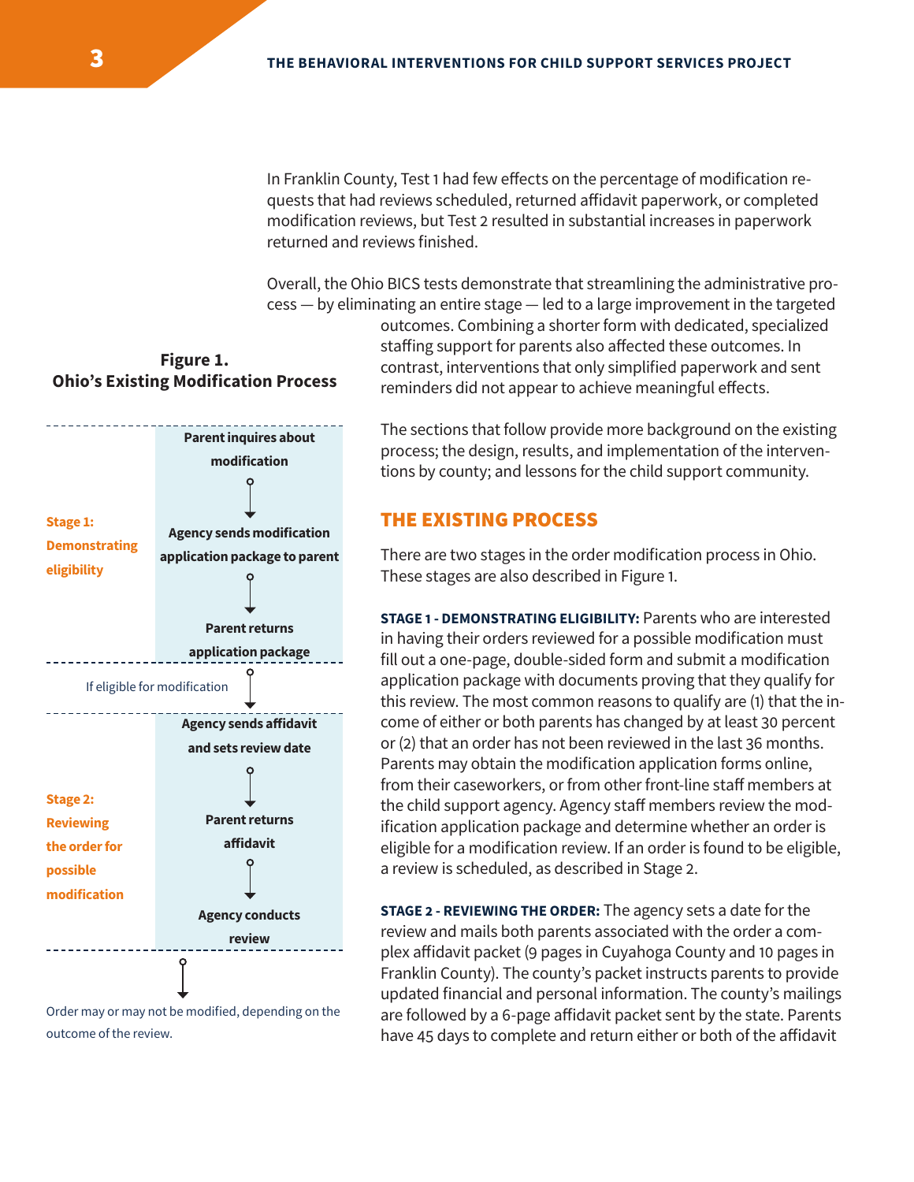In Franklin County, Test 1 had few effects on the percentage of modification requests that had reviews scheduled, returned affidavit paperwork, or completed modification reviews, but Test 2 resulted in substantial increases in paperwork returned and reviews finished.

Overall, the Ohio BICS tests demonstrate that streamlining the administrative process — by eliminating an entire stage — led to a large improvement in the targeted outcomes. Combining a shorter form with dedicated, specialized staffing support for parents also affected these outcomes. In contrast, interventions that only simplified paperwork and sent reminders did not appear to achieve meaningful effects.

The sections that follow provide more background on the existing process; the design, results, and implementation of the interventions by county; and lessons for the child support community.

**Figure 1.**
**Ohio's Existing Modification Process**

**Stage 1: Demonstrating eligibility**

- **Parent inquires about modification**
- ↓
- **Agency sends modification application package to parent**
- ↓
- **Parent returns application package**

↓ If eligible for modification

**Stage 2: Reviewing the order for possible modification**

- **Agency sends affidavit and sets review date**
- ↓
- **Parent returns affidavit**
- ↓
- **Agency conducts review**

↓

Order may or may not be modified, depending on the outcome of the review.

## THE EXISTING PROCESS

There are two stages in the order modification process in Ohio. These stages are also described in Figure 1.

**STAGE 1 - DEMONSTRATING ELIGIBILITY:** Parents who are interested in having their orders reviewed for a possible modification must fill out a one-page, double-sided form and submit a modification application package with documents proving that they qualify for this review. The most common reasons to qualify are (1) that the income of either or both parents has changed by at least 30 percent or (2) that an order has not been reviewed in the last 36 months. Parents may obtain the modification application forms online, from their caseworkers, or from other front-line staff members at the child support agency. Agency staff members review the modification application package and determine whether an order is eligible for a modification review. If an order is found to be eligible, a review is scheduled, as described in Stage 2.

**STAGE 2 - REVIEWING THE ORDER:** The agency sets a date for the review and mails both parents associated with the order a complex affidavit packet (9 pages in Cuyahoga County and 10 pages in Franklin County). The county's packet instructs parents to provide updated financial and personal information. The county's mailings are followed by a 6-page affidavit packet sent by the state. Parents have 45 days to complete and return either or both of the affidavit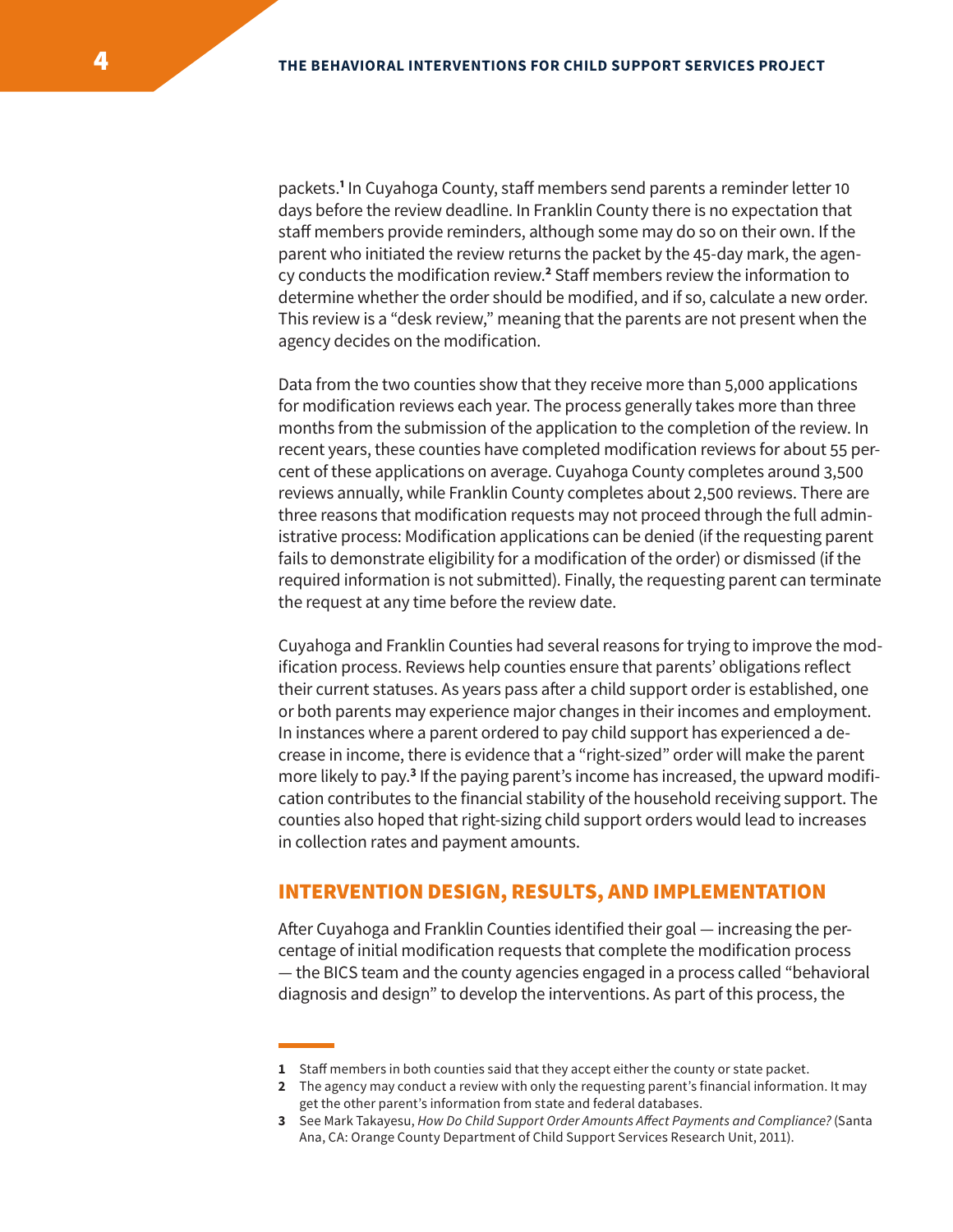packets.[1] In Cuyahoga County, staff members send parents a reminder letter 10 days before the review deadline. In Franklin County there is no expectation that staff members provide reminders, although some may do so on their own. If the parent who initiated the review returns the packet by the 45-day mark, the agency conducts the modification review.[2] Staff members review the information to determine whether the order should be modified, and if so, calculate a new order. This review is a "desk review," meaning that the parents are not present when the agency decides on the modification.

Data from the two counties show that they receive more than 5,000 applications for modification reviews each year. The process generally takes more than three months from the submission of the application to the completion of the review. In recent years, these counties have completed modification reviews for about 55 percent of these applications on average. Cuyahoga County completes around 3,500 reviews annually, while Franklin County completes about 2,500 reviews. There are three reasons that modification requests may not proceed through the full administrative process: Modification applications can be denied (if the requesting parent fails to demonstrate eligibility for a modification of the order) or dismissed (if the required information is not submitted). Finally, the requesting parent can terminate the request at any time before the review date.

Cuyahoga and Franklin Counties had several reasons for trying to improve the modification process. Reviews help counties ensure that parents' obligations reflect their current statuses. As years pass after a child support order is established, one or both parents may experience major changes in their incomes and employment. In instances where a parent ordered to pay child support has experienced a decrease in income, there is evidence that a "right-sized" order will make the parent more likely to pay.[3] If the paying parent's income has increased, the upward modification contributes to the financial stability of the household receiving support. The counties also hoped that right-sizing child support orders would lead to increases in collection rates and payment amounts.

## INTERVENTION DESIGN, RESULTS, AND IMPLEMENTATION

After Cuyahoga and Franklin Counties identified their goal — increasing the percentage of initial modification requests that complete the modification process — the BICS team and the county agencies engaged in a process called "behavioral diagnosis and design" to develop the interventions. As part of this process, the

---

1 Staff members in both counties said that they accept either the county or state packet.

2 The agency may conduct a review with only the requesting parent's financial information. It may get the other parent's information from state and federal databases.

3 See Mark Takayesu, *How Do Child Support Order Amounts Affect Payments and Compliance?* (Santa Ana, CA: Orange County Department of Child Support Services Research Unit, 2011).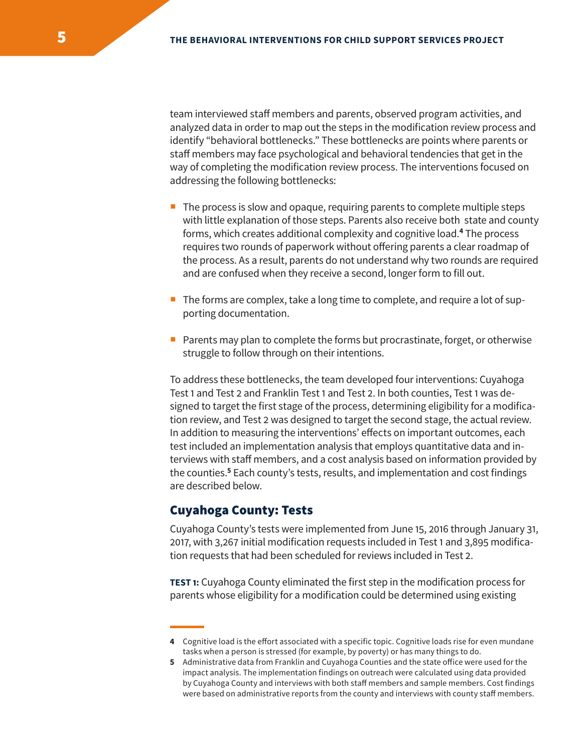team interviewed staff members and parents, observed program activities, and analyzed data in order to map out the steps in the modification review process and identify "behavioral bottlenecks." These bottlenecks are points where parents or staff members may face psychological and behavioral tendencies that get in the way of completing the modification review process. The interventions focused on addressing the following bottlenecks:

- The process is slow and opaque, requiring parents to complete multiple steps with little explanation of those steps. Parents also receive both state and county forms, which creates additional complexity and cognitive load.[4] The process requires two rounds of paperwork without offering parents a clear roadmap of the process. As a result, parents do not understand why two rounds are required and are confused when they receive a second, longer form to fill out.
- The forms are complex, take a long time to complete, and require a lot of supporting documentation.
- Parents may plan to complete the forms but procrastinate, forget, or otherwise struggle to follow through on their intentions.

To address these bottlenecks, the team developed four interventions: Cuyahoga Test 1 and Test 2 and Franklin Test 1 and Test 2. In both counties, Test 1 was designed to target the first stage of the process, determining eligibility for a modification review, and Test 2 was designed to target the second stage, the actual review. In addition to measuring the interventions' effects on important outcomes, each test included an implementation analysis that employs quantitative data and interviews with staff members, and a cost analysis based on information provided by the counties.[5] Each county's tests, results, and implementation and cost findings are described below.

## Cuyahoga County: Tests

Cuyahoga County's tests were implemented from June 15, 2016 through January 31, 2017, with 3,267 initial modification requests included in Test 1 and 3,895 modification requests that had been scheduled for reviews included in Test 2.

**TEST 1:** Cuyahoga County eliminated the first step in the modification process for parents whose eligibility for a modification could be determined using existing

---

4 Cognitive load is the effort associated with a specific topic. Cognitive loads rise for even mundane tasks when a person is stressed (for example, by poverty) or has many things to do.

5 Administrative data from Franklin and Cuyahoga Counties and the state office were used for the impact analysis. The implementation findings on outreach were calculated using data provided by Cuyahoga County and interviews with both staff members and sample members. Cost findings were based on administrative reports from the county and interviews with county staff members.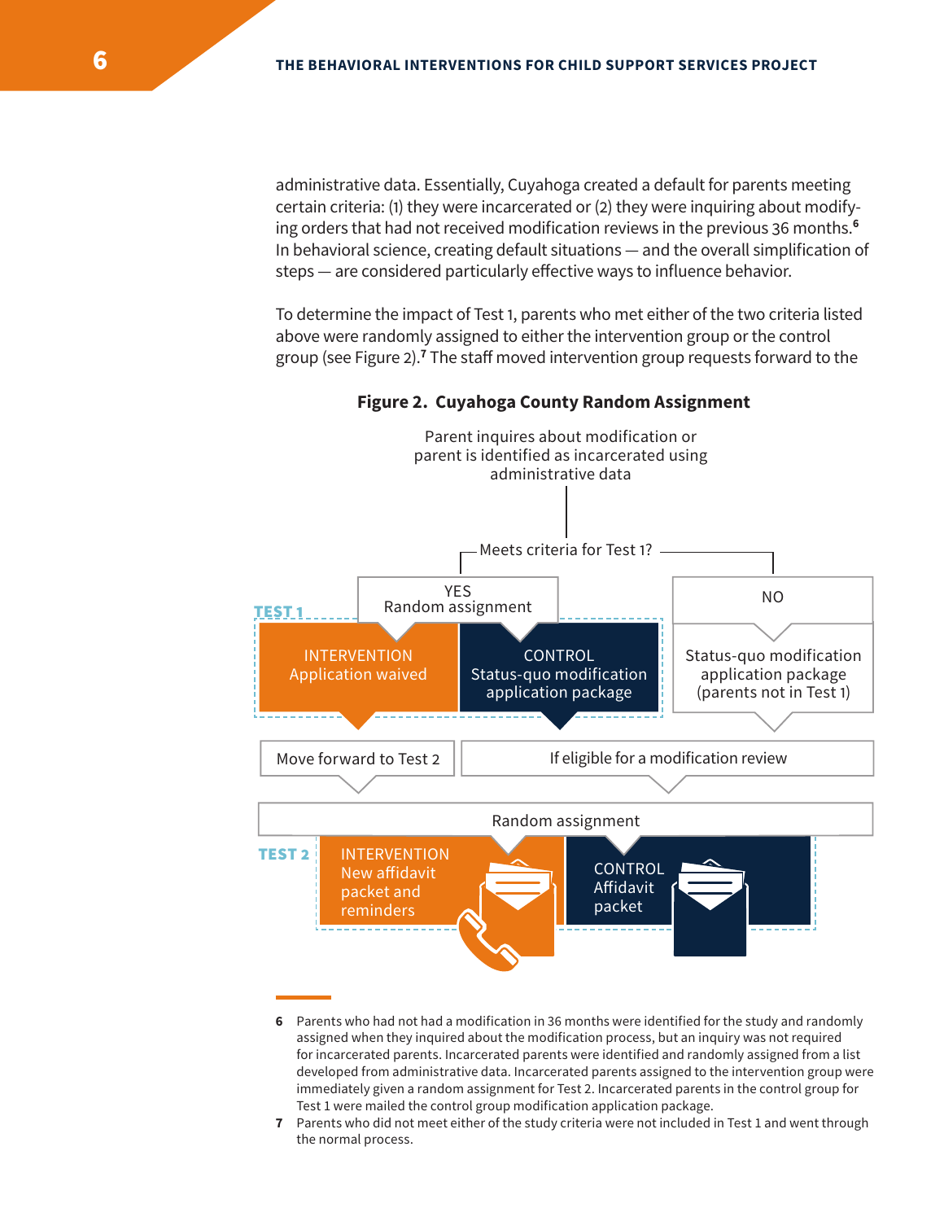administrative data. Essentially, Cuyahoga created a default for parents meeting certain criteria: (1) they were incarcerated or (2) they were inquiring about modifying orders that had not received modification reviews in the previous 36 months.[6] In behavioral science, creating default situations — and the overall simplification of steps — are considered particularly effective ways to influence behavior.

To determine the impact of Test 1, parents who met either of the two criteria listed above were randomly assigned to either the intervention group or the control group (see Figure 2).[7] The staff moved intervention group requests forward to the

**Figure 2. Cuyahoga County Random Assignment**

Parent inquires about modification or parent is identified as incarcerated using administrative data

Meets criteria for Test 1?

- YES — Random assignment
  - **TEST 1**
    - INTERVENTION: Application waived → Move forward to Test 2
    - CONTROL: Status-quo modification application package → If eligible for a modification review
- NO
  - Status-quo modification application package (parents not in Test 1) → If eligible for a modification review

Random assignment

- **TEST 2**
  - INTERVENTION: New affidavit packet and reminders
  - CONTROL: Affidavit packet

---

6 Parents who had not had a modification in 36 months were identified for the study and randomly assigned when they inquired about the modification process, but an inquiry was not required for incarcerated parents. Incarcerated parents were identified and randomly assigned from a list developed from administrative data. Incarcerated parents assigned to the intervention group were immediately given a random assignment for Test 2. Incarcerated parents in the control group for Test 1 were mailed the control group modification application package.

7 Parents who did not meet either of the study criteria were not included in Test 1 and went through the normal process.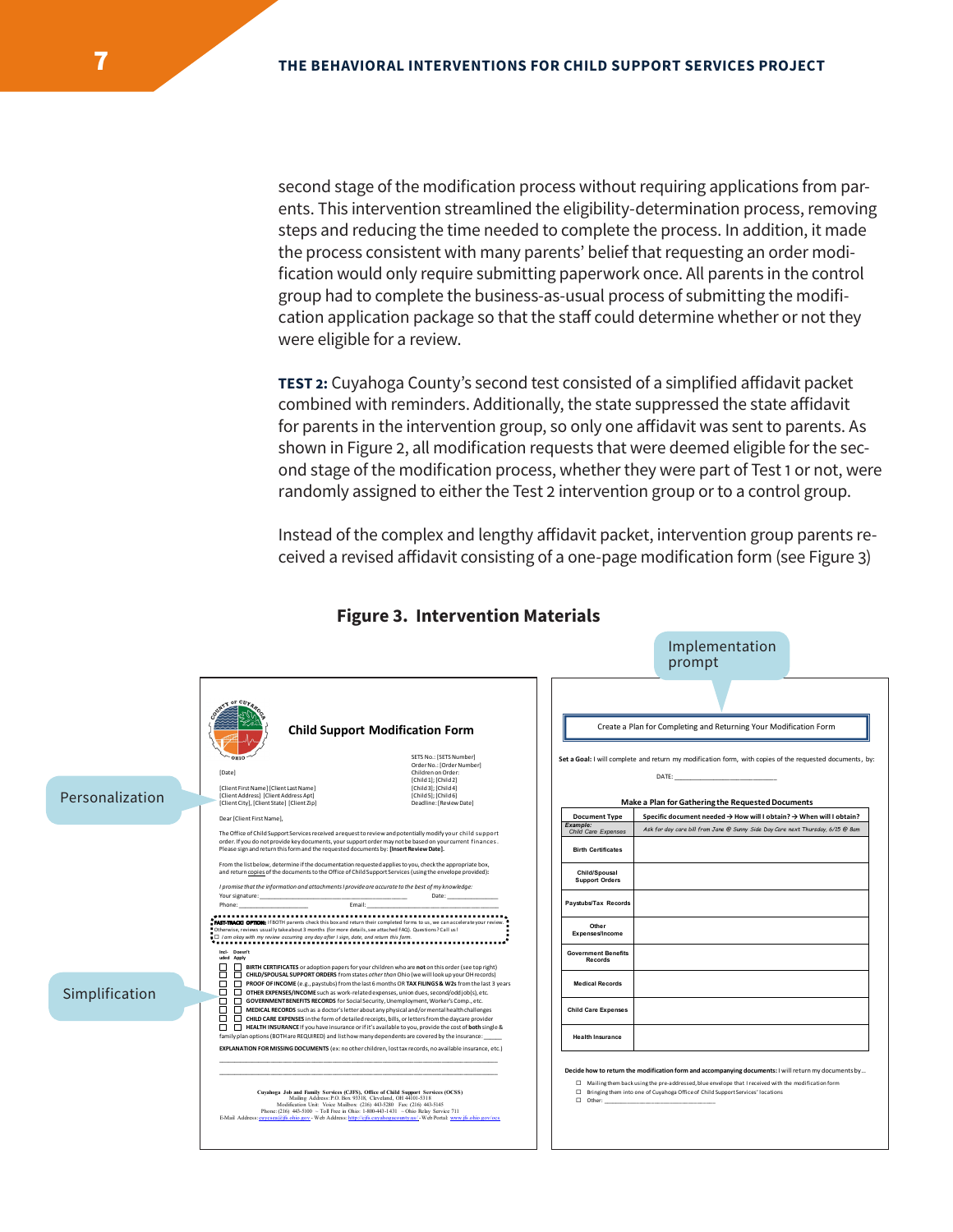second stage of the modification process without requiring applications from parents. This intervention streamlined the eligibility-determination process, removing steps and reducing the time needed to complete the process. In addition, it made the process consistent with many parents' belief that requesting an order modification would only require submitting paperwork once. All parents in the control group had to complete the business-as-usual process of submitting the modification application package so that the staff could determine whether or not they were eligible for a review.

**TEST 2:** Cuyahoga County's second test consisted of a simplified affidavit packet combined with reminders. Additionally, the state suppressed the state affidavit for parents in the intervention group, so only one affidavit was sent to parents. As shown in Figure 2, all modification requests that were deemed eligible for the second stage of the modification process, whether they were part of Test 1 or not, were randomly assigned to either the Test 2 intervention group or to a control group.

Instead of the complex and lengthy affidavit packet, intervention group parents received a revised affidavit consisting of a one-page modification form (see Figure 3)

**Figure 3. Intervention Materials**

Personalization

Simplification

Implementation prompt

**Child Support Modification Form**

[Date]

SETS No.: [SETS Number]
Order No.: [Order Number]
Children on Order:
[Child 1]; [Child 2]
[Child 3]; [Child 4]
[Child 5]; [Child 6]
Deadline: [Review Date]

[Client First Name] [Client Last Name]
[Client Address] [Client Address Apt]
[Client City], [Client State] [Client Zip]

Dear [Client First Name],

The Office of Child Support Services received a request to review and potentially modify your child support order. If you do not provide key documents, your support order may not be based on your current finances. Please sign and return this form and the requested documents by: **[Insert Review Date].**

From the list below, determine if the documentation requested applies to you, check the appropriate box, and return copies of the documents to the Office of Child Support Services (using the envelope provided):

*I promise that the information and attachments I provide are accurate to the best of my knowledge:*

Your signature: ______________ Date: ______________
Phone: ______________ Email: ______________

**FAST-TRACK OPTION:** If BOTH parents check this box and return their completed forms to us, we can accelerate your review. Otherwise, reviews usually take about 3 months (for more details, see attached FAQ). Questions? Call us!
☐ *I am okay with my review occurring any day after I sign, date, and return this form.*

Included / Doesn't Apply
☐ ☐ **BIRTH CERTIFICATES** or adoption papers for your children who are **not** on this order (see top right)
☐ ☐ **CHILD/SPOUSAL SUPPORT ORDERS** from states *other than* Ohio (we will look up your OH records)
☐ ☐ **PROOF OF INCOME** (e.g., paystubs) from the last 6 months OR **TAX FILINGS & W2s** from the last 3 years
☐ ☐ **OTHER EXPENSES/INCOME** such as work-related expenses, union dues, second/odd job(s), etc.
☐ ☐ **GOVERNMENT BENEFITS RECORDS** for Social Security, Unemployment, Worker's Comp., etc.
☐ ☐ **MEDICAL RECORDS** such as a doctor's letter about any physical and/or mental health challenges
☐ ☐ **CHILD CARE EXPENSES** in the form of detailed receipts, bills, or letters from the daycare provider
☐ ☐ **HEALTH INSURANCE** If you have insurance or if it's available to you, provide the cost of **both** single & family plan options (BOTH are REQUIRED) and list how many dependents are covered by the insurance: _____

**EXPLANATION FOR MISSING DOCUMENTS** (ex: no other children, lost tax records, no available insurance, etc.)

Cuyahoga Job and Family Services (CJFS), Office of Child Support Services (OCSS)
Mailing Address: P.O. Box 93318, Cleveland, OH 44101-5318
Modification Unit: Voice Mailbox: (216) 443-5280 Fax: (216) 443-5145
Phone: (216) 443-5100 – Toll Free in Ohio: 1-800-443-1431 – Ohio Relay Service 711
E-Mail Address: cuyocse@jfs.ohio.gov - Web Address: http://cjfs.cuyahogacounty.us/ - Web Portal: www.jfs.ohio.gov/ocs

Create a Plan for Completing and Returning Your Modification Form

**Set a Goal:** I will complete and return my modification form, with copies of the requested documents, by:

DATE: ______________

**Make a Plan for Gathering the Requested Documents**

| Document Type | Specific document needed → How will I obtain? → When will I obtain? |
|---|---|
| *Example: Child Care Expenses* | *Ask for day care bill from Jane @ Sunny Side Day Care next Thursday, 6/15 @ 8am* |
| Birth Certificates | |
| Child/Spousal Support Orders | |
| Paystubs/Tax Records | |
| Other Expenses/Income | |
| Government Benefits Records | |
| Medical Records | |
| Child Care Expenses | |
| Health Insurance | |

**Decide how to return the modification form and accompanying documents:** I will return my documents by...
☐ Mailing them back using the pre-addressed, blue envelope that I received with the modification form
☐ Bringing them into one of Cuyahoga Office of Child Support Services' locations
☐ Other: ______________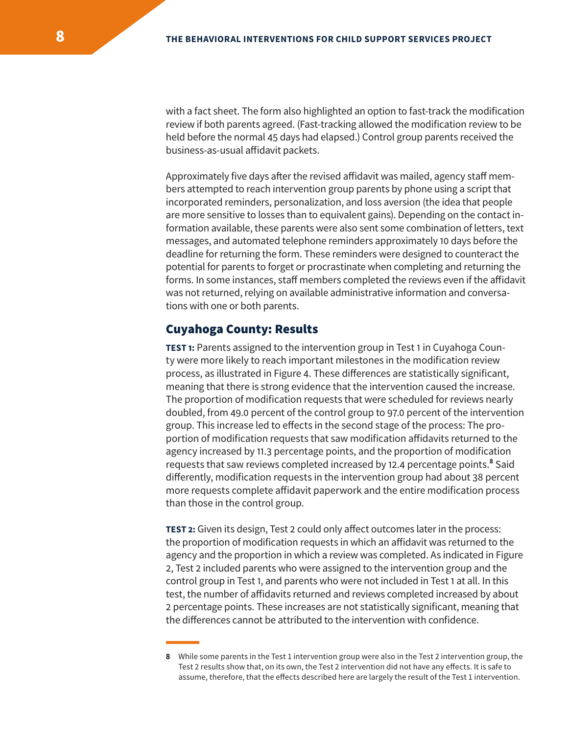with a fact sheet. The form also highlighted an option to fast-track the modification review if both parents agreed. (Fast-tracking allowed the modification review to be held before the normal 45 days had elapsed.) Control group parents received the business-as-usual affidavit packets.

Approximately five days after the revised affidavit was mailed, agency staff members attempted to reach intervention group parents by phone using a script that incorporated reminders, personalization, and loss aversion (the idea that people are more sensitive to losses than to equivalent gains). Depending on the contact information available, these parents were also sent some combination of letters, text messages, and automated telephone reminders approximately 10 days before the deadline for returning the form. These reminders were designed to counteract the potential for parents to forget or procrastinate when completing and returning the forms. In some instances, staff members completed the reviews even if the affidavit was not returned, relying on available administrative information and conversations with one or both parents.

## Cuyahoga County: Results

**TEST 1:** Parents assigned to the intervention group in Test 1 in Cuyahoga County were more likely to reach important milestones in the modification review process, as illustrated in Figure 4. These differences are statistically significant, meaning that there is strong evidence that the intervention caused the increase. The proportion of modification requests that were scheduled for reviews nearly doubled, from 49.0 percent of the control group to 97.0 percent of the intervention group. This increase led to effects in the second stage of the process: The proportion of modification requests that saw modification affidavits returned to the agency increased by 11.3 percentage points, and the proportion of modification requests that saw reviews completed increased by 12.4 percentage points.[8] Said differently, modification requests in the intervention group had about 38 percent more requests complete affidavit paperwork and the entire modification process than those in the control group.

**TEST 2:** Given its design, Test 2 could only affect outcomes later in the process: the proportion of modification requests in which an affidavit was returned to the agency and the proportion in which a review was completed. As indicated in Figure 2, Test 2 included parents who were assigned to the intervention group and the control group in Test 1, and parents who were not included in Test 1 at all. In this test, the number of affidavits returned and reviews completed increased by about 2 percentage points. These increases are not statistically significant, meaning that the differences cannot be attributed to the intervention with confidence.

---

8 While some parents in the Test 1 intervention group were also in the Test 2 intervention group, the Test 2 results show that, on its own, the Test 2 intervention did not have any effects. It is safe to assume, therefore, that the effects described here are largely the result of the Test 1 intervention.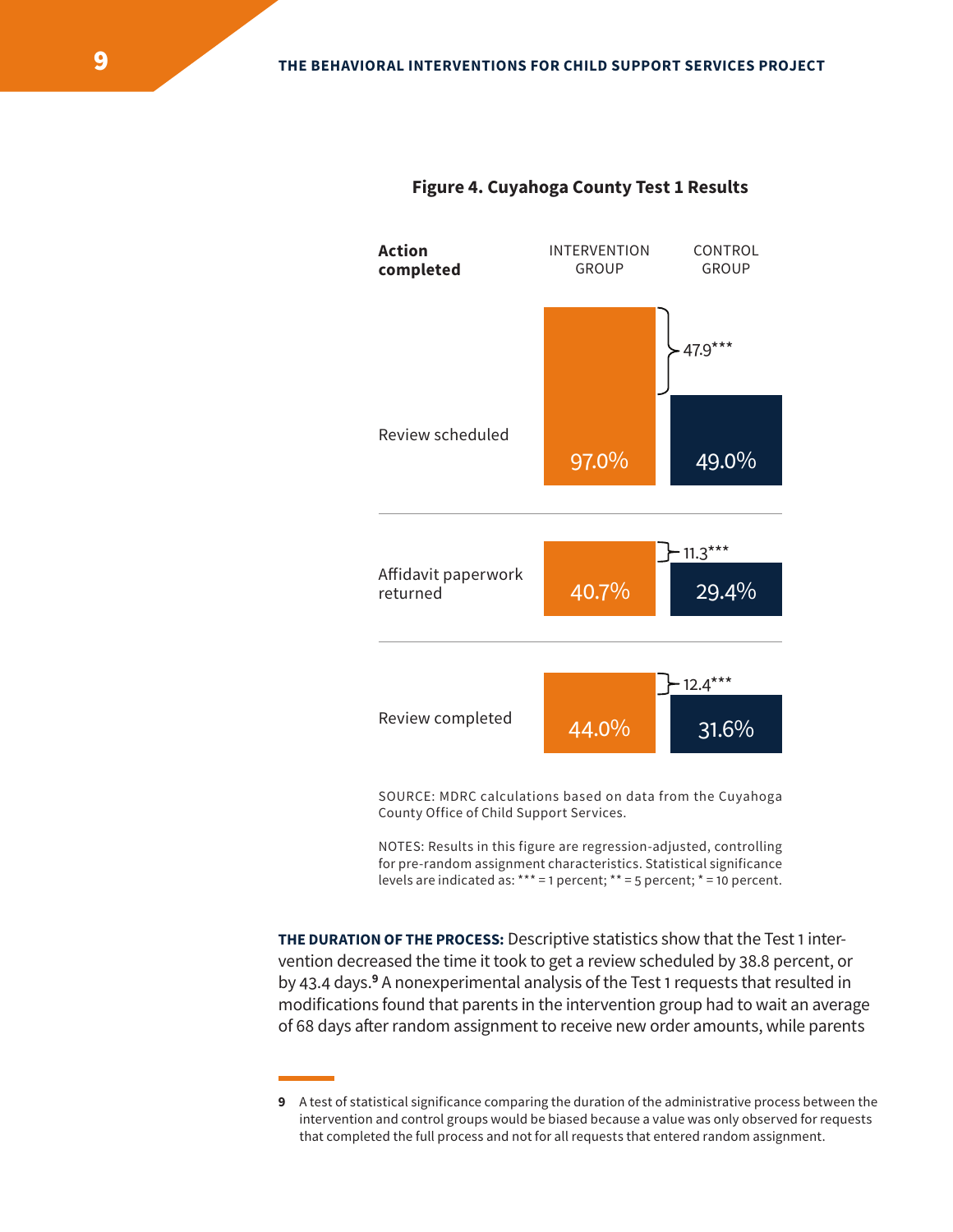**Figure 4. Cuyahoga County Test 1 Results**

| Action completed | INTERVENTION GROUP | CONTROL GROUP | Difference |
|---|---|---|---|
| Review scheduled | 97.0% | 49.0% | 47.9*** |
| Affidavit paperwork returned | 40.7% | 29.4% | 11.3*** |
| Review completed | 44.0% | 31.6% | 12.4*** |

SOURCE: MDRC calculations based on data from the Cuyahoga County Office of Child Support Services.

NOTES: Results in this figure are regression-adjusted, controlling for pre-random assignment characteristics. Statistical significance levels are indicated as: *** = 1 percent; ** = 5 percent; * = 10 percent.

**THE DURATION OF THE PROCESS:** Descriptive statistics show that the Test 1 intervention decreased the time it took to get a review scheduled by 38.8 percent, or by 43.4 days.[9] A nonexperimental analysis of the Test 1 requests that resulted in modifications found that parents in the intervention group had to wait an average of 68 days after random assignment to receive new order amounts, while parents

---

9 A test of statistical significance comparing the duration of the administrative process between the intervention and control groups would be biased because a value was only observed for requests that completed the full process and not for all requests that entered random assignment.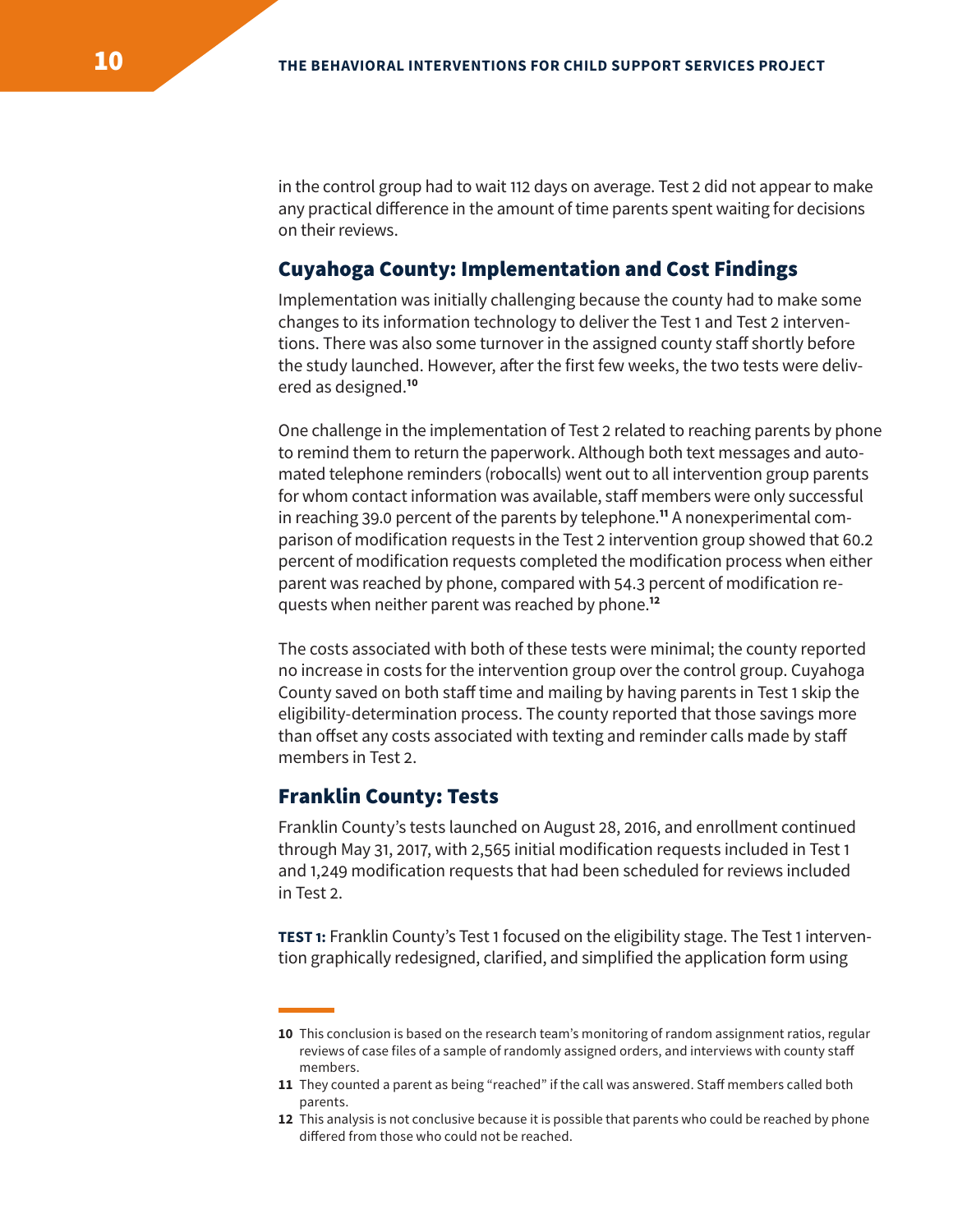in the control group had to wait 112 days on average. Test 2 did not appear to make any practical difference in the amount of time parents spent waiting for decisions on their reviews.

## Cuyahoga County: Implementation and Cost Findings

Implementation was initially challenging because the county had to make some changes to its information technology to deliver the Test 1 and Test 2 interventions. There was also some turnover in the assigned county staff shortly before the study launched. However, after the first few weeks, the two tests were delivered as designed.[10]

One challenge in the implementation of Test 2 related to reaching parents by phone to remind them to return the paperwork. Although both text messages and automated telephone reminders (robocalls) went out to all intervention group parents for whom contact information was available, staff members were only successful in reaching 39.0 percent of the parents by telephone.[11] A nonexperimental comparison of modification requests in the Test 2 intervention group showed that 60.2 percent of modification requests completed the modification process when either parent was reached by phone, compared with 54.3 percent of modification requests when neither parent was reached by phone.[12]

The costs associated with both of these tests were minimal; the county reported no increase in costs for the intervention group over the control group. Cuyahoga County saved on both staff time and mailing by having parents in Test 1 skip the eligibility-determination process. The county reported that those savings more than offset any costs associated with texting and reminder calls made by staff members in Test 2.

## Franklin County: Tests

Franklin County's tests launched on August 28, 2016, and enrollment continued through May 31, 2017, with 2,565 initial modification requests included in Test 1 and 1,249 modification requests that had been scheduled for reviews included in Test 2.

**TEST 1:** Franklin County's Test 1 focused on the eligibility stage. The Test 1 intervention graphically redesigned, clarified, and simplified the application form using

---

10 This conclusion is based on the research team's monitoring of random assignment ratios, regular reviews of case files of a sample of randomly assigned orders, and interviews with county staff members.

11 They counted a parent as being "reached" if the call was answered. Staff members called both parents.

12 This analysis is not conclusive because it is possible that parents who could be reached by phone differed from those who could not be reached.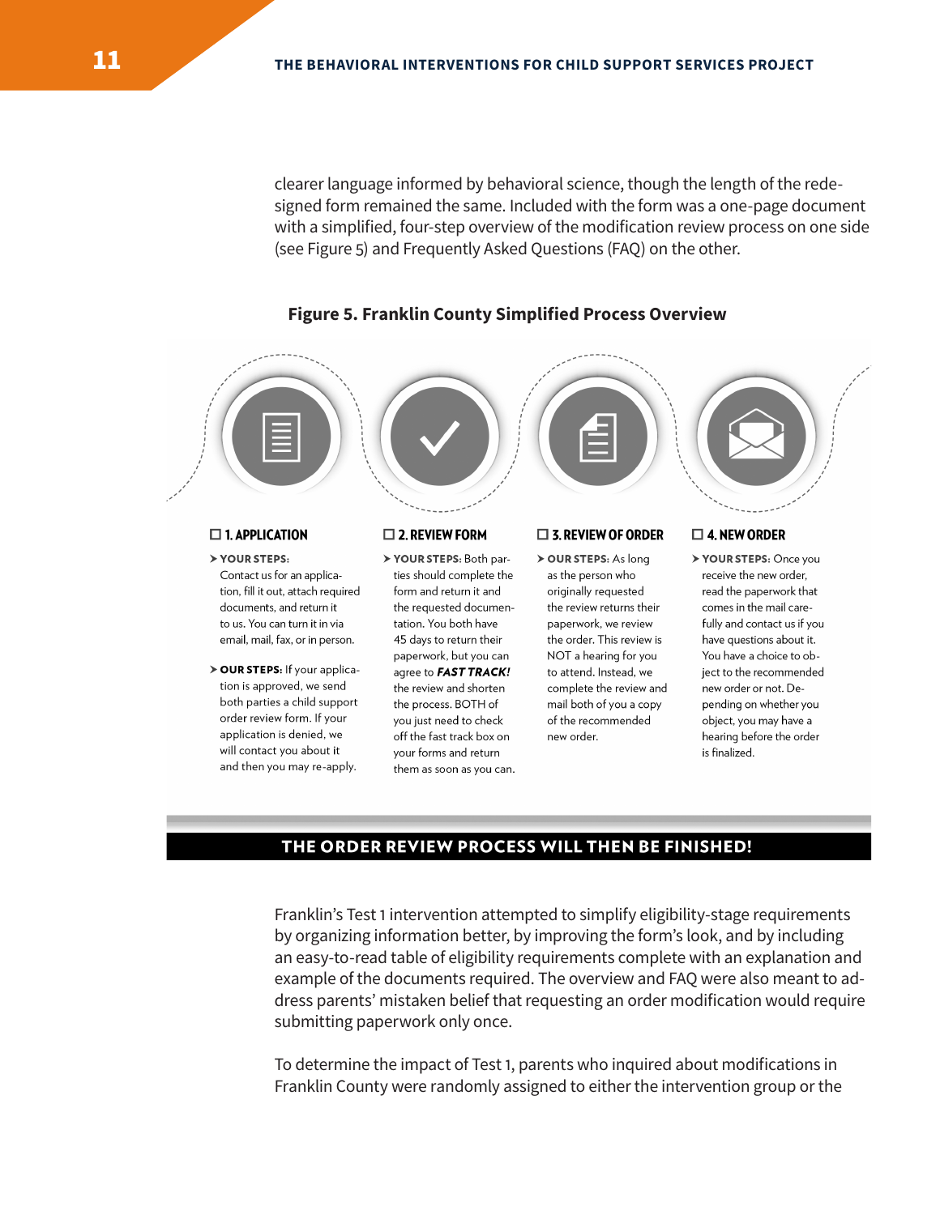clearer language informed by behavioral science, though the length of the redesigned form remained the same. Included with the form was a one-page document with a simplified, four-step overview of the modification review process on one side (see Figure 5) and Frequently Asked Questions (FAQ) on the other.

**Figure 5. Franklin County Simplified Process Overview**

**☐ 1. APPLICATION**

➤ **YOUR STEPS:** Contact us for an application, fill it out, attach required documents, and return it to us. You can turn it in via email, mail, fax, or in person.

➤ **OUR STEPS:** If your application is approved, we send both parties a child support order review form. If your application is denied, we will contact you about it and then you may re-apply.

**☐ 2. REVIEW FORM**

➤ **YOUR STEPS:** Both parties should complete the form and return it and the requested documentation. You both have 45 days to return their paperwork, but you can agree to ***FAST TRACK!*** the review and shorten the process. BOTH of you just need to check off the fast track box on your forms and return them as soon as you can.

**☐ 3. REVIEW OF ORDER**

➤ **OUR STEPS:** As long as the person who originally requested the review returns their paperwork, we review the order. This review is NOT a hearing for you to attend. Instead, we complete the review and mail both of you a copy of the recommended new order.

**☐ 4. NEW ORDER**

➤ **YOUR STEPS:** Once you receive the new order, read the paperwork that comes in the mail carefully and contact us if you have questions about it. You have a choice to object to the recommended new order or not. Depending on whether you object, you may have a hearing before the order is finalized.

**THE ORDER REVIEW PROCESS WILL THEN BE FINISHED!**

Franklin's Test 1 intervention attempted to simplify eligibility-stage requirements by organizing information better, by improving the form's look, and by including an easy-to-read table of eligibility requirements complete with an explanation and example of the documents required. The overview and FAQ were also meant to address parents' mistaken belief that requesting an order modification would require submitting paperwork only once.

To determine the impact of Test 1, parents who inquired about modifications in Franklin County were randomly assigned to either the intervention group or the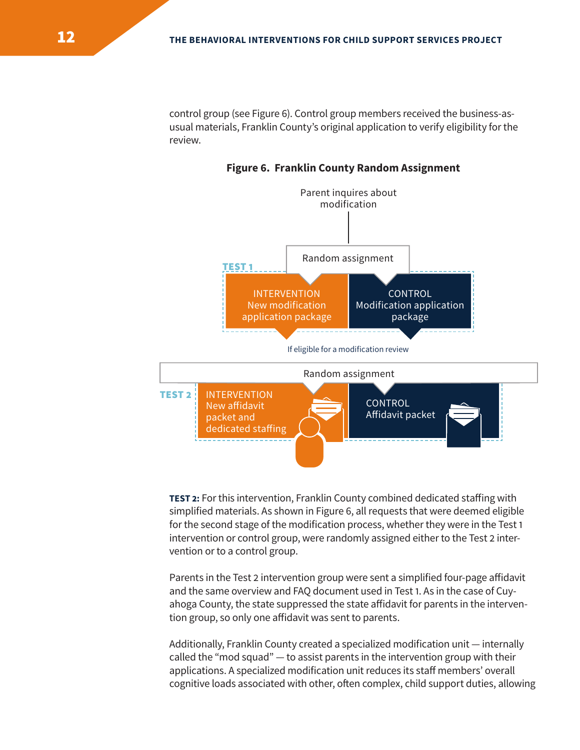control group (see Figure 6). Control group members received the business-as-usual materials, Franklin County's original application to verify eligibility for the review.

**Figure 6. Franklin County Random Assignment**

Parent inquires about modification

Random assignment

TEST 1

INTERVENTION
New modification application package

CONTROL
Modification application package

If eligible for a modification review

Random assignment

TEST 2

INTERVENTION
New affidavit packet and dedicated staffing

CONTROL
Affidavit packet

**TEST 2:** For this intervention, Franklin County combined dedicated staffing with simplified materials. As shown in Figure 6, all requests that were deemed eligible for the second stage of the modification process, whether they were in the Test 1 intervention or control group, were randomly assigned either to the Test 2 intervention or to a control group.

Parents in the Test 2 intervention group were sent a simplified four-page affidavit and the same overview and FAQ document used in Test 1. As in the case of Cuyahoga County, the state suppressed the state affidavit for parents in the intervention group, so only one affidavit was sent to parents.

Additionally, Franklin County created a specialized modification unit — internally called the "mod squad" — to assist parents in the intervention group with their applications. A specialized modification unit reduces its staff members' overall cognitive loads associated with other, often complex, child support duties, allowing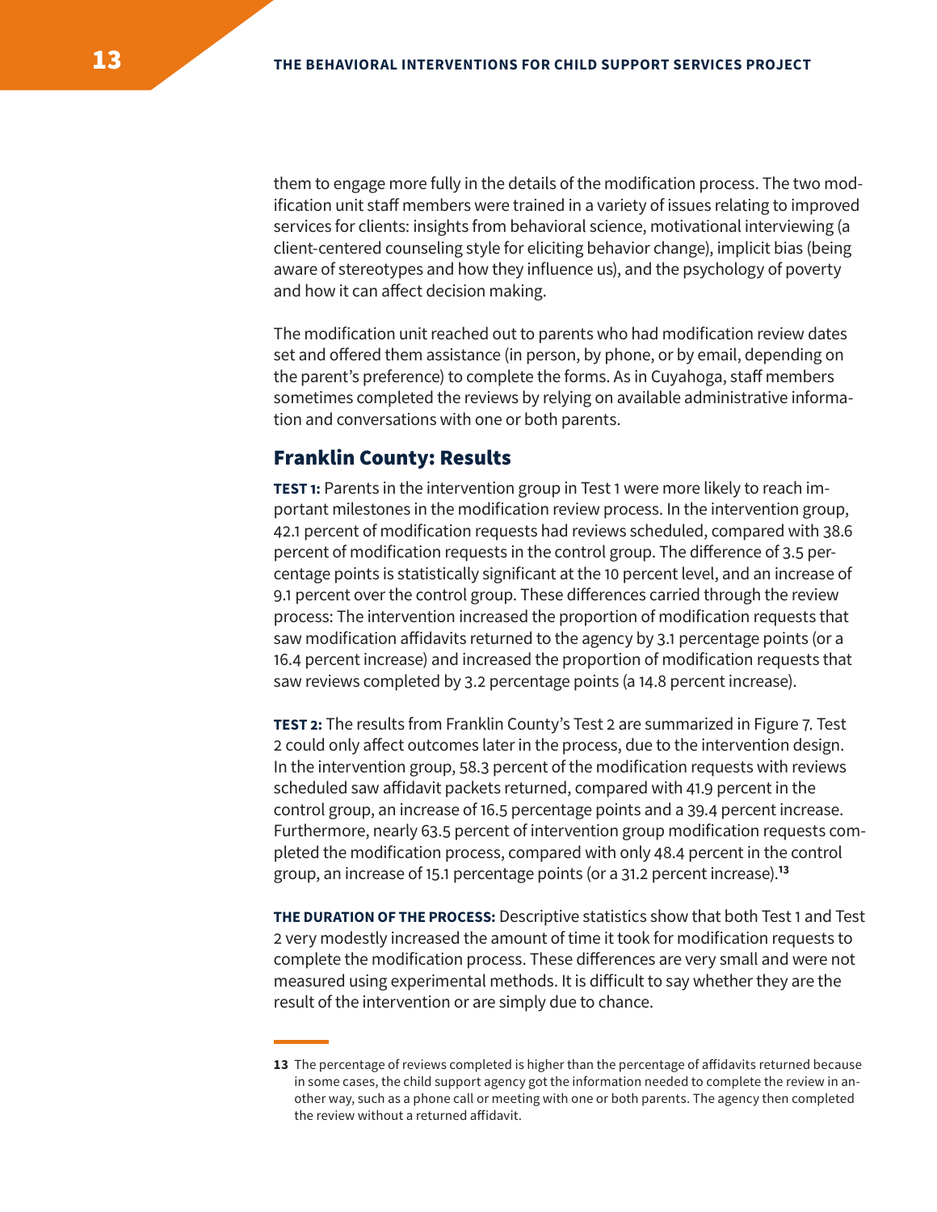them to engage more fully in the details of the modification process. The two modification unit staff members were trained in a variety of issues relating to improved services for clients: insights from behavioral science, motivational interviewing (a client-centered counseling style for eliciting behavior change), implicit bias (being aware of stereotypes and how they influence us), and the psychology of poverty and how it can affect decision making.

The modification unit reached out to parents who had modification review dates set and offered them assistance (in person, by phone, or by email, depending on the parent's preference) to complete the forms. As in Cuyahoga, staff members sometimes completed the reviews by relying on available administrative information and conversations with one or both parents.

## Franklin County: Results

**TEST 1:** Parents in the intervention group in Test 1 were more likely to reach important milestones in the modification review process. In the intervention group, 42.1 percent of modification requests had reviews scheduled, compared with 38.6 percent of modification requests in the control group. The difference of 3.5 percentage points is statistically significant at the 10 percent level, and an increase of 9.1 percent over the control group. These differences carried through the review process: The intervention increased the proportion of modification requests that saw modification affidavits returned to the agency by 3.1 percentage points (or a 16.4 percent increase) and increased the proportion of modification requests that saw reviews completed by 3.2 percentage points (a 14.8 percent increase).

**TEST 2:** The results from Franklin County's Test 2 are summarized in Figure 7. Test 2 could only affect outcomes later in the process, due to the intervention design. In the intervention group, 58.3 percent of the modification requests with reviews scheduled saw affidavit packets returned, compared with 41.9 percent in the control group, an increase of 16.5 percentage points and a 39.4 percent increase. Furthermore, nearly 63.5 percent of intervention group modification requests completed the modification process, compared with only 48.4 percent in the control group, an increase of 15.1 percentage points (or a 31.2 percent increase).[13]

**THE DURATION OF THE PROCESS:** Descriptive statistics show that both Test 1 and Test 2 very modestly increased the amount of time it took for modification requests to complete the modification process. These differences are very small and were not measured using experimental methods. It is difficult to say whether they are the result of the intervention or are simply due to chance.

---

**13** The percentage of reviews completed is higher than the percentage of affidavits returned because in some cases, the child support agency got the information needed to complete the review in another way, such as a phone call or meeting with one or both parents. The agency then completed the review without a returned affidavit.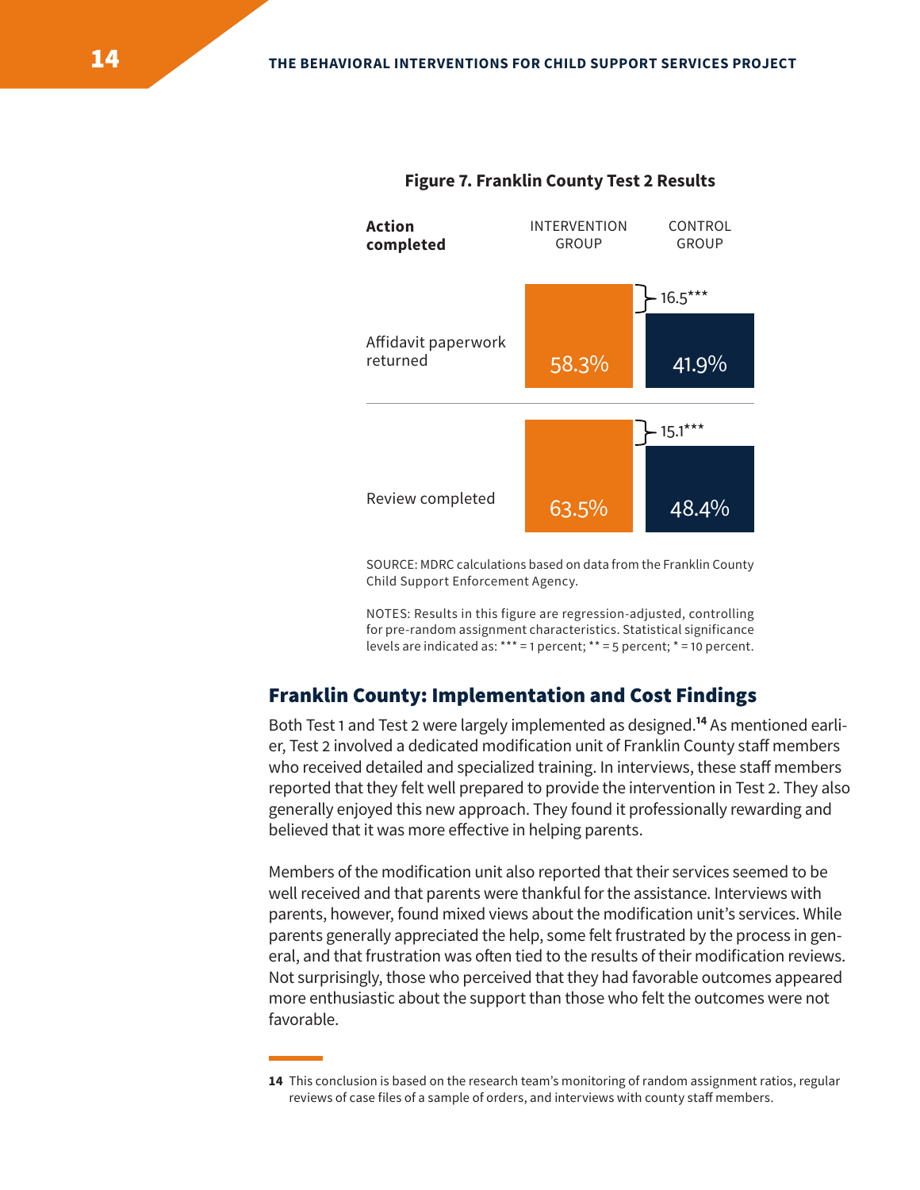**Figure 7. Franklin County Test 2 Results**

| Action completed | INTERVENTION GROUP | CONTROL GROUP | Difference |
|---|---|---|---|
| Affidavit paperwork returned | 58.3% | 41.9% | 16.5*** |
| Review completed | 63.5% | 48.4% | 15.1*** |

SOURCE: MDRC calculations based on data from the Franklin County Child Support Enforcement Agency.

NOTES: Results in this figure are regression-adjusted, controlling for pre-random assignment characteristics. Statistical significance levels are indicated as: *** = 1 percent; ** = 5 percent; * = 10 percent.

## Franklin County: Implementation and Cost Findings

Both Test 1 and Test 2 were largely implemented as designed.[14] As mentioned earlier, Test 2 involved a dedicated modification unit of Franklin County staff members who received detailed and specialized training. In interviews, these staff members reported that they felt well prepared to provide the intervention in Test 2. They also generally enjoyed this new approach. They found it professionally rewarding and believed that it was more effective in helping parents.

Members of the modification unit also reported that their services seemed to be well received and that parents were thankful for the assistance. Interviews with parents, however, found mixed views about the modification unit's services. While parents generally appreciated the help, some felt frustrated by the process in general, and that frustration was often tied to the results of their modification reviews. Not surprisingly, those who perceived that they had favorable outcomes appeared more enthusiastic about the support than those who felt the outcomes were not favorable.

**14** This conclusion is based on the research team's monitoring of random assignment ratios, regular reviews of case files of a sample of orders, and interviews with county staff members.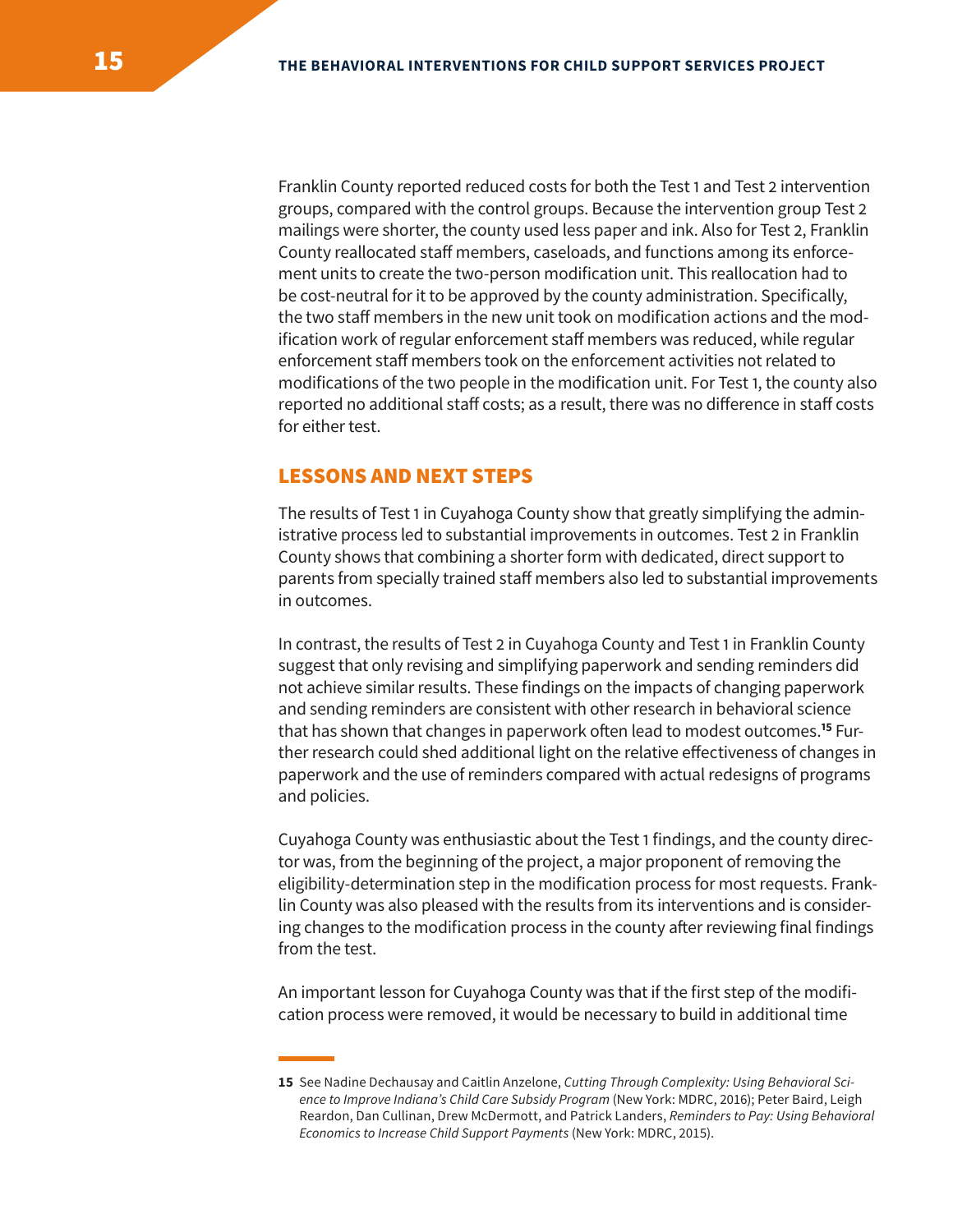Franklin County reported reduced costs for both the Test 1 and Test 2 intervention groups, compared with the control groups. Because the intervention group Test 2 mailings were shorter, the county used less paper and ink. Also for Test 2, Franklin County reallocated staff members, caseloads, and functions among its enforcement units to create the two-person modification unit. This reallocation had to be cost-neutral for it to be approved by the county administration. Specifically, the two staff members in the new unit took on modification actions and the modification work of regular enforcement staff members was reduced, while regular enforcement staff members took on the enforcement activities not related to modifications of the two people in the modification unit. For Test 1, the county also reported no additional staff costs; as a result, there was no difference in staff costs for either test.

## LESSONS AND NEXT STEPS

The results of Test 1 in Cuyahoga County show that greatly simplifying the administrative process led to substantial improvements in outcomes. Test 2 in Franklin County shows that combining a shorter form with dedicated, direct support to parents from specially trained staff members also led to substantial improvements in outcomes.

In contrast, the results of Test 2 in Cuyahoga County and Test 1 in Franklin County suggest that only revising and simplifying paperwork and sending reminders did not achieve similar results. These findings on the impacts of changing paperwork and sending reminders are consistent with other research in behavioral science that has shown that changes in paperwork often lead to modest outcomes.[15] Further research could shed additional light on the relative effectiveness of changes in paperwork and the use of reminders compared with actual redesigns of programs and policies.

Cuyahoga County was enthusiastic about the Test 1 findings, and the county director was, from the beginning of the project, a major proponent of removing the eligibility-determination step in the modification process for most requests. Franklin County was also pleased with the results from its interventions and is considering changes to the modification process in the county after reviewing final findings from the test.

An important lesson for Cuyahoga County was that if the first step of the modification process were removed, it would be necessary to build in additional time

---

**15** See Nadine Dechausay and Caitlin Anzelone, *Cutting Through Complexity: Using Behavioral Science to Improve Indiana's Child Care Subsidy Program* (New York: MDRC, 2016); Peter Baird, Leigh Reardon, Dan Cullinan, Drew McDermott, and Patrick Landers, *Reminders to Pay: Using Behavioral Economics to Increase Child Support Payments* (New York: MDRC, 2015).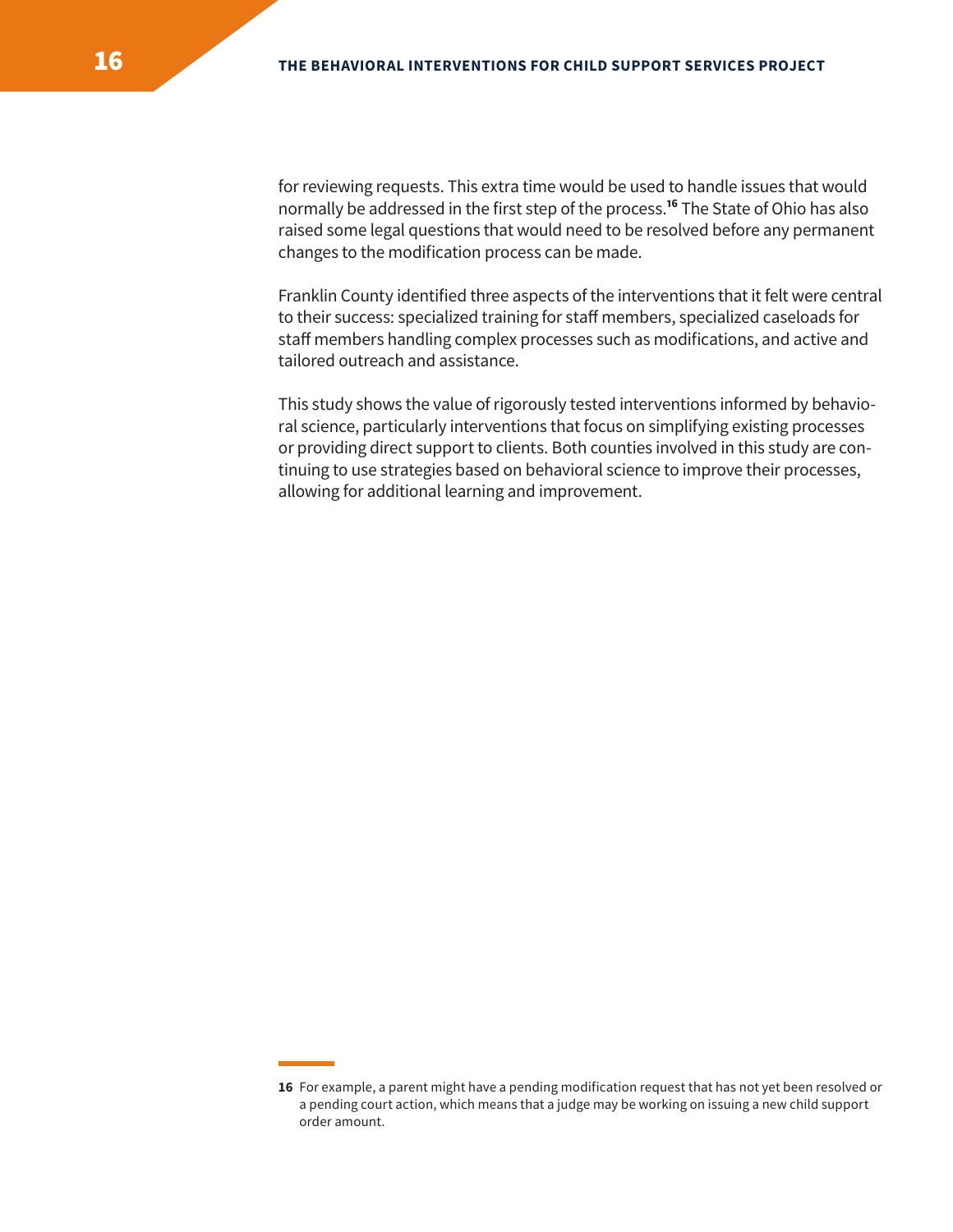for reviewing requests. This extra time would be used to handle issues that would normally be addressed in the first step of the process.[16] The State of Ohio has also raised some legal questions that would need to be resolved before any permanent changes to the modification process can be made.

Franklin County identified three aspects of the interventions that it felt were central to their success: specialized training for staff members, specialized caseloads for staff members handling complex processes such as modifications, and active and tailored outreach and assistance.

This study shows the value of rigorously tested interventions informed by behavioral science, particularly interventions that focus on simplifying existing processes or providing direct support to clients. Both counties involved in this study are continuing to use strategies based on behavioral science to improve their processes, allowing for additional learning and improvement.

---

**16** For example, a parent might have a pending modification request that has not yet been resolved or a pending court action, which means that a judge may be working on issuing a new child support order amount.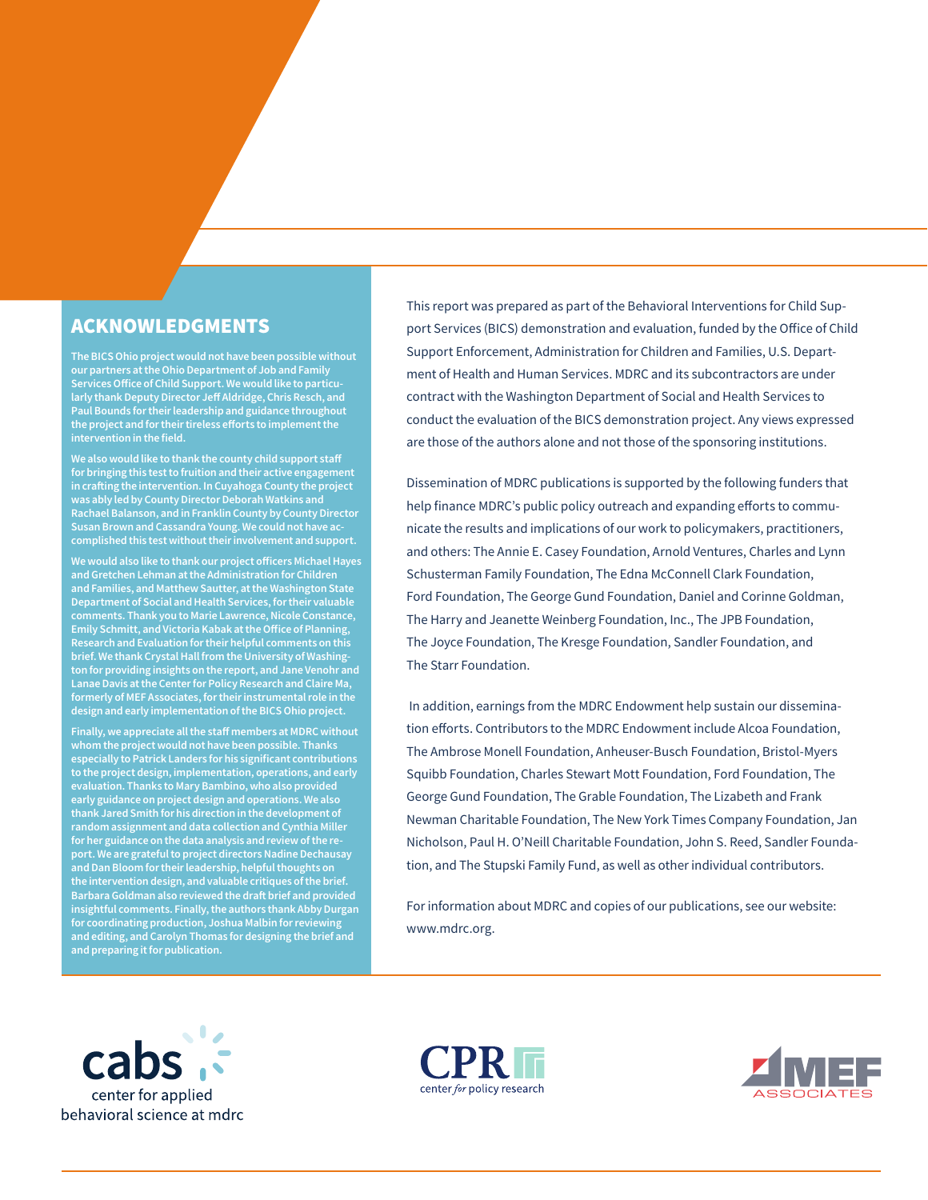## ACKNOWLEDGMENTS

The BICS Ohio project would not have been possible without our partners at the Ohio Department of Job and Family Services Office of Child Support. We would like to particularly thank Deputy Director Jeff Aldridge, Chris Resch, and Paul Bounds for their leadership and guidance throughout the project and for their tireless efforts to implement the intervention in the field.

We also would like to thank the county child support staff for bringing this test to fruition and their active engagement in crafting the intervention. In Cuyahoga County the project was ably led by County Director Deborah Watkins and Rachael Balanson, and in Franklin County by County Director Susan Brown and Cassandra Young. We could not have accomplished this test without their involvement and support.

We would also like to thank our project officers Michael Hayes and Gretchen Lehman at the Administration for Children and Families, and Matthew Sautter, at the Washington State Department of Social and Health Services, for their valuable comments. Thank you to Marie Lawrence, Nicole Constance, Emily Schmitt, and Victoria Kabak at the Office of Planning, Research and Evaluation for their helpful comments on this brief. We thank Crystal Hall from the University of Washington for providing insights on the report, and Jane Venohr and Lanae Davis at the Center for Policy Research and Claire Ma, formerly of MEF Associates, for their instrumental role in the design and early implementation of the BICS Ohio project.

Finally, we appreciate all the staff members at MDRC without whom the project would not have been possible. Thanks especially to Patrick Landers for his significant contributions to the project design, implementation, operations, and early evaluation. Thanks to Mary Bambino, who also provided early guidance on project design and operations. We also thank Jared Smith for his direction in the development of random assignment and data collection and Cynthia Miller for her guidance on the data analysis and review of the report. We are grateful to project directors Nadine Dechausay and Dan Bloom for their leadership, helpful thoughts on the intervention design, and valuable critiques of the brief. Barbara Goldman also reviewed the draft brief and provided insightful comments. Finally, the authors thank Abby Durgan for coordinating production, Joshua Malbin for reviewing and editing, and Carolyn Thomas for designing the brief and and preparing it for publication.

This report was prepared as part of the Behavioral Interventions for Child Support Services (BICS) demonstration and evaluation, funded by the Office of Child Support Enforcement, Administration for Children and Families, U.S. Department of Health and Human Services. MDRC and its subcontractors are under contract with the Washington Department of Social and Health Services to conduct the evaluation of the BICS demonstration project. Any views expressed are those of the authors alone and not those of the sponsoring institutions.

Dissemination of MDRC publications is supported by the following funders that help finance MDRC's public policy outreach and expanding efforts to communicate the results and implications of our work to policymakers, practitioners, and others: The Annie E. Casey Foundation, Arnold Ventures, Charles and Lynn Schusterman Family Foundation, The Edna McConnell Clark Foundation, Ford Foundation, The George Gund Foundation, Daniel and Corinne Goldman, The Harry and Jeanette Weinberg Foundation, Inc., The JPB Foundation, The Joyce Foundation, The Kresge Foundation, Sandler Foundation, and The Starr Foundation.

In addition, earnings from the MDRC Endowment help sustain our dissemination efforts. Contributors to the MDRC Endowment include Alcoa Foundation, The Ambrose Monell Foundation, Anheuser-Busch Foundation, Bristol-Myers Squibb Foundation, Charles Stewart Mott Foundation, Ford Foundation, The George Gund Foundation, The Grable Foundation, The Lizabeth and Frank Newman Charitable Foundation, The New York Times Company Foundation, Jan Nicholson, Paul H. O'Neill Charitable Foundation, John S. Reed, Sandler Foundation, and The Stupski Family Fund, as well as other individual contributors.

For information about MDRC and copies of our publications, see our website: www.mdrc.org.

cabs
center for applied
behavioral science at mdrc

CPR
center *for* policy research

MEF
ASSOCIATES